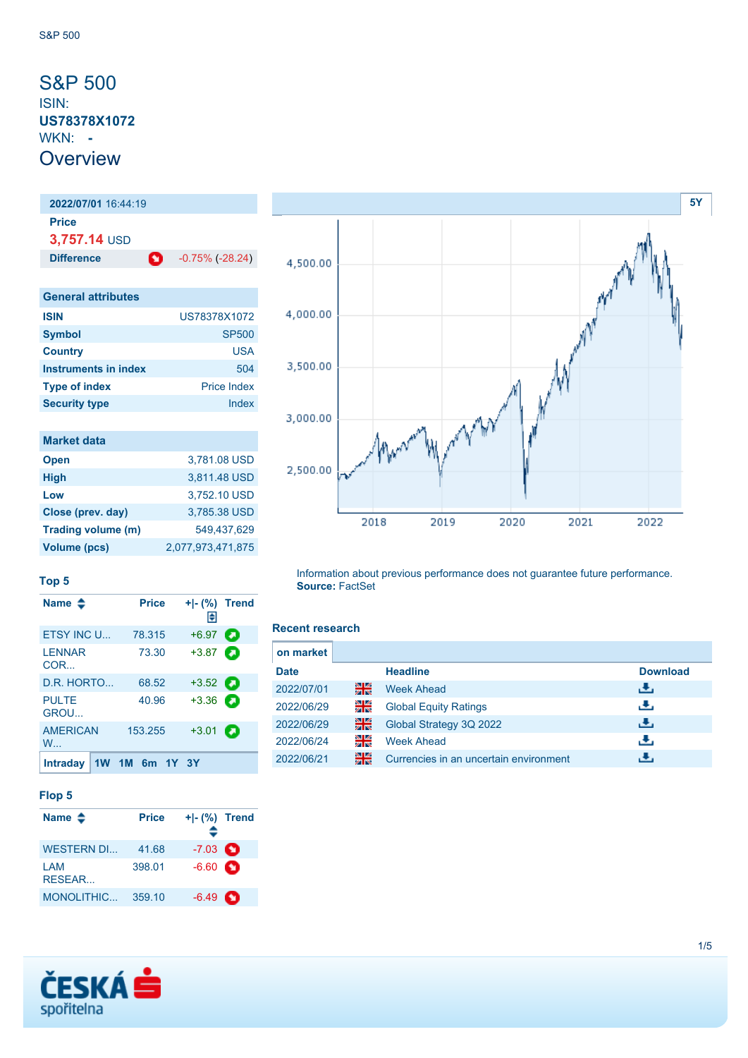# S&P 500

ISIN: **US78378X1072**

WKN: **-**

## Overview

| **2022/07/01** 16:44:19 | |
|---|---|
| **Price** | |
| **3,757.14** USD | |
| **Difference** | -0.75% (-28.24) |

| General attributes | |
|---|---|
| **ISIN** | US78378X1072 |
| **Symbol** | SP500 |
| **Country** | USA |
| **Instruments in index** | 504 |
| **Type of index** | Price Index |
| **Security type** | Index |

| Market data | |
|---|---|
| **Open** | 3,781.08 USD |
| **High** | 3,811.48 USD |
| **Low** | 3,752.10 USD |
| **Close (prev. day)** | 3,785.38 USD |
| **Trading volume (m)** | 549,437,629 |
| **Volume (pcs)** | 2,077,973,471,875 |

Information about previous performance does not guarantee future performance.
**Source:** FactSet

### Top 5

| Name | Price | +\|- (%) | Trend |
|---|---|---|---|
| ETSY INC U... | 78.315 | +6.97 | |
| LENNAR COR... | 73.30 | +3.87 | |
| D.R. HORTO... | 68.52 | +3.52 | |
| PULTE GROU... | 40.96 | +3.36 | |
| AMERICAN W... | 153.255 | +3.01 | |

Intraday 1W 1M 6m 1Y 3Y

### Flop 5

| Name | Price | +\|- (%) | Trend |
|---|---|---|---|
| WESTERN DI... | 41.68 | -7.03 | |
| LAM RESEAR... | 398.01 | -6.60 | |
| MONOLITHIC... | 359.10 | -6.49 | |

### Recent research

on market

| Date | | Headline | Download |
|---|---|---|---|
| 2022/07/01 | | Week Ahead | |
| 2022/06/29 | | Global Equity Ratings | |
| 2022/06/29 | | Global Strategy 3Q 2022 | |
| 2022/06/24 | | Week Ahead | |
| 2022/06/21 | | Currencies in an uncertain environment | |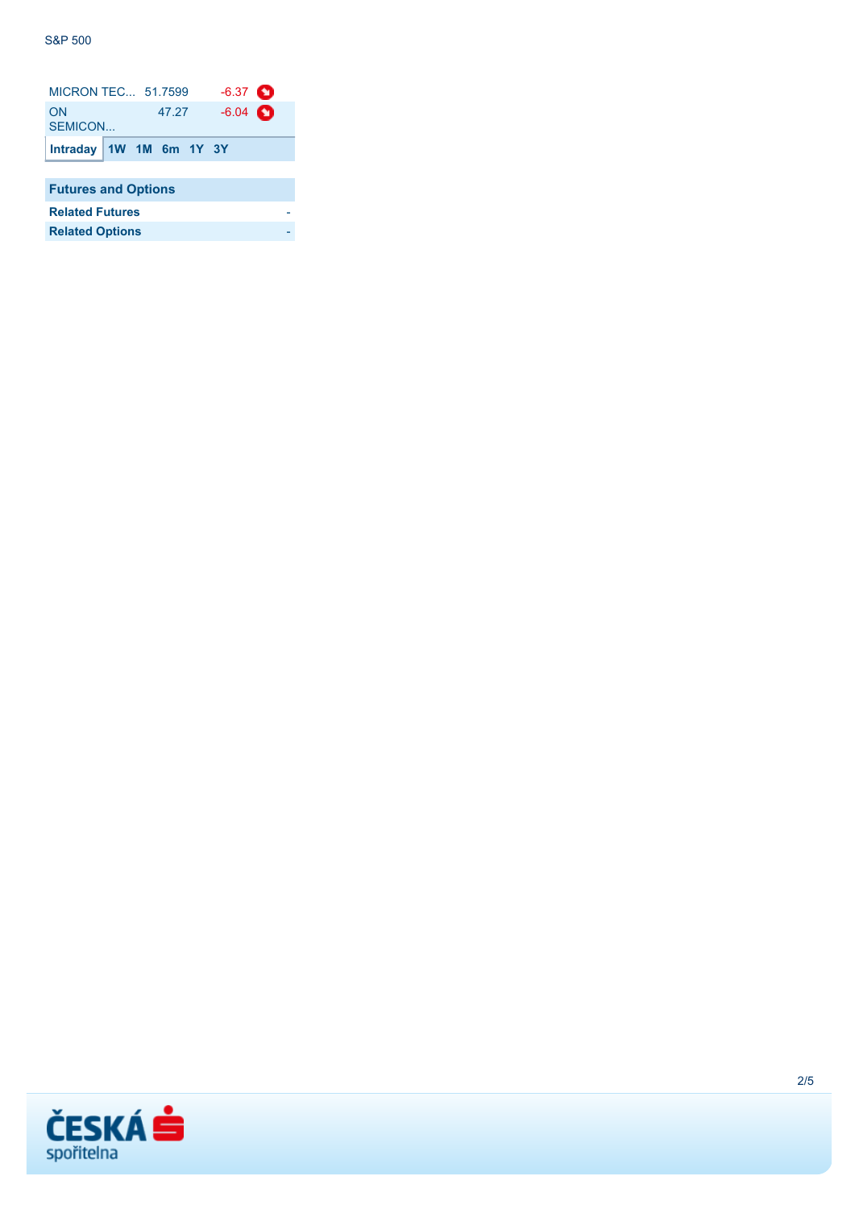| MICRON TEC... | 51.7599 | -6.37 |
|---|---|---|
| ON SEMICON... | 47.27 | -6.04 |

Intraday 1W 1M 6m 1Y 3Y

## Futures and Options

| | |
|---|---|
| **Related Futures** | - |
| **Related Options** | - |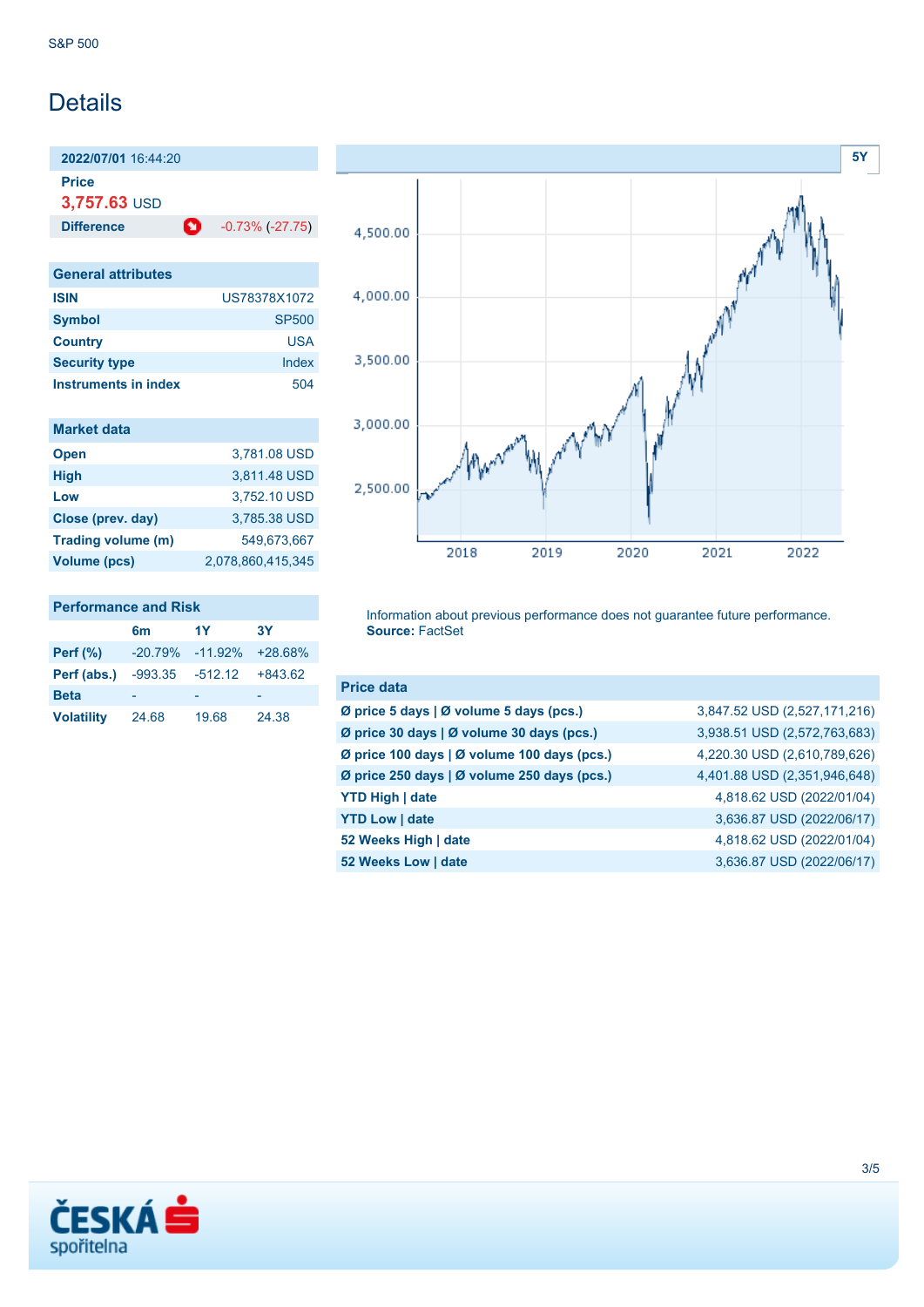# Details

**2022/07/01** 16:44:20

**Price**

**3,757.63** USD

| **Difference** | -0.73% (-27.75) |
|---|---|

| General attributes | |
|---|---|
| **ISIN** | US78378X1072 |
| **Symbol** | SP500 |
| **Country** | USA |
| **Security type** | Index |
| **Instruments in index** | 504 |

| Market data | |
|---|---|
| **Open** | 3,781.08 USD |
| **High** | 3,811.48 USD |
| **Low** | 3,752.10 USD |
| **Close (prev. day)** | 3,785.38 USD |
| **Trading volume (m)** | 549,673,667 |
| **Volume (pcs)** | 2,078,860,415,345 |

**Performance and Risk**

| | 6m | 1Y | 3Y |
|---|---|---|---|
| **Perf (%)** | -20.79% | -11.92% | +28.68% |
| **Perf (abs.)** | -993.35 | -512.12 | +843.62 |
| **Beta** | - | - | - |
| **Volatility** | 24.68 | 19.68 | 24.38 |

Information about previous performance does not guarantee future performance.
**Source:** FactSet

| Price data | |
|---|---|
| **Ø price 5 days \| Ø volume 5 days (pcs.)** | 3,847.52 USD (2,527,171,216) |
| **Ø price 30 days \| Ø volume 30 days (pcs.)** | 3,938.51 USD (2,572,763,683) |
| **Ø price 100 days \| Ø volume 100 days (pcs.)** | 4,220.30 USD (2,610,789,626) |
| **Ø price 250 days \| Ø volume 250 days (pcs.)** | 4,401.88 USD (2,351,946,648) |
| **YTD High \| date** | 4,818.62 USD (2022/01/04) |
| **YTD Low \| date** | 3,636.87 USD (2022/06/17) |
| **52 Weeks High \| date** | 4,818.62 USD (2022/01/04) |
| **52 Weeks Low \| date** | 3,636.87 USD (2022/06/17) |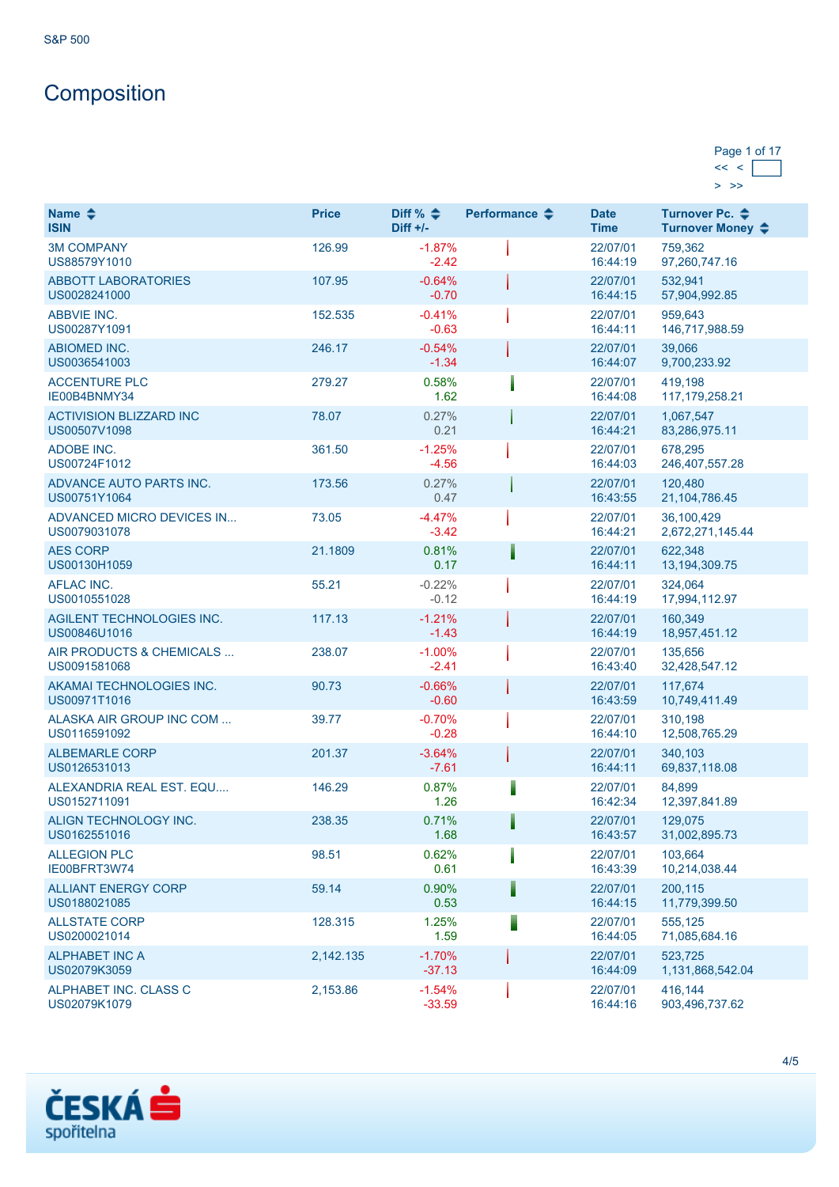S&P 500

# Composition

Page 1 of 17
<< <
> >>

| Name<br>ISIN | Price | Diff %<br>Diff +/- | Performance | Date<br>Time | Turnover Pc.<br>Turnover Money |
|---|---|---|---|---|---|
| 3M COMPANY<br>US88579Y1010 | 126.99 | -1.87%<br>-2.42 | | 22/07/01<br>16:44:19 | 759,362<br>97,260,747.16 |
| ABBOTT LABORATORIES<br>US0028241000 | 107.95 | -0.64%<br>-0.70 | | 22/07/01<br>16:44:15 | 532,941<br>57,904,992.85 |
| ABBVIE INC.<br>US00287Y1091 | 152.535 | -0.41%<br>-0.63 | | 22/07/01<br>16:44:11 | 959,643<br>146,717,988.59 |
| ABIOMED INC.<br>US0036541003 | 246.17 | -0.54%<br>-1.34 | | 22/07/01<br>16:44:07 | 39,066<br>9,700,233.92 |
| ACCENTURE PLC<br>IE00B4BNMY34 | 279.27 | 0.58%<br>1.62 | | 22/07/01<br>16:44:08 | 419,198<br>117,179,258.21 |
| ACTIVISION BLIZZARD INC<br>US00507V1098 | 78.07 | 0.27%<br>0.21 | | 22/07/01<br>16:44:21 | 1,067,547<br>83,286,975.11 |
| ADOBE INC.<br>US00724F1012 | 361.50 | -1.25%<br>-4.56 | | 22/07/01<br>16:44:03 | 678,295<br>246,407,557.28 |
| ADVANCE AUTO PARTS INC.<br>US00751Y1064 | 173.56 | 0.27%<br>0.47 | | 22/07/01<br>16:43:55 | 120,480<br>21,104,786.45 |
| ADVANCED MICRO DEVICES IN...<br>US0079031078 | 73.05 | -4.47%<br>-3.42 | | 22/07/01<br>16:44:21 | 36,100,429<br>2,672,271,145.44 |
| AES CORP<br>US00130H1059 | 21.1809 | 0.81%<br>0.17 | | 22/07/01<br>16:44:11 | 622,348<br>13,194,309.75 |
| AFLAC INC.<br>US0010551028 | 55.21 | -0.22%<br>-0.12 | | 22/07/01<br>16:44:19 | 324,064<br>17,994,112.97 |
| AGILENT TECHNOLOGIES INC.<br>US00846U1016 | 117.13 | -1.21%<br>-1.43 | | 22/07/01<br>16:44:19 | 160,349<br>18,957,451.12 |
| AIR PRODUCTS & CHEMICALS ...<br>US0091581068 | 238.07 | -1.00%<br>-2.41 | | 22/07/01<br>16:43:40 | 135,656<br>32,428,547.12 |
| AKAMAI TECHNOLOGIES INC.<br>US00971T1016 | 90.73 | -0.66%<br>-0.60 | | 22/07/01<br>16:43:59 | 117,674<br>10,749,411.49 |
| ALASKA AIR GROUP INC COM ...<br>US0116591092 | 39.77 | -0.70%<br>-0.28 | | 22/07/01<br>16:44:10 | 310,198<br>12,508,765.29 |
| ALBEMARLE CORP<br>US0126531013 | 201.37 | -3.64%<br>-7.61 | | 22/07/01<br>16:44:11 | 340,103<br>69,837,118.08 |
| ALEXANDRIA REAL EST. EQU....<br>US0152711091 | 146.29 | 0.87%<br>1.26 | | 22/07/01<br>16:42:34 | 84,899<br>12,397,841.89 |
| ALIGN TECHNOLOGY INC.<br>US0162551016 | 238.35 | 0.71%<br>1.68 | | 22/07/01<br>16:43:57 | 129,075<br>31,002,895.73 |
| ALLEGION PLC<br>IE00BFRT3W74 | 98.51 | 0.62%<br>0.61 | | 22/07/01<br>16:43:39 | 103,664<br>10,214,038.44 |
| ALLIANT ENERGY CORP<br>US0188021085 | 59.14 | 0.90%<br>0.53 | | 22/07/01<br>16:44:15 | 200,115<br>11,779,399.50 |
| ALLSTATE CORP<br>US0200021014 | 128.315 | 1.25%<br>1.59 | | 22/07/01<br>16:44:05 | 555,125<br>71,085,684.16 |
| ALPHABET INC A<br>US02079K3059 | 2,142.135 | -1.70%<br>-37.13 | | 22/07/01<br>16:44:09 | 523,725<br>1,131,868,542.04 |
| ALPHABET INC. CLASS C<br>US02079K1079 | 2,153.86 | -1.54%<br>-33.59 | | 22/07/01<br>16:44:16 | 416,144<br>903,496,737.62 |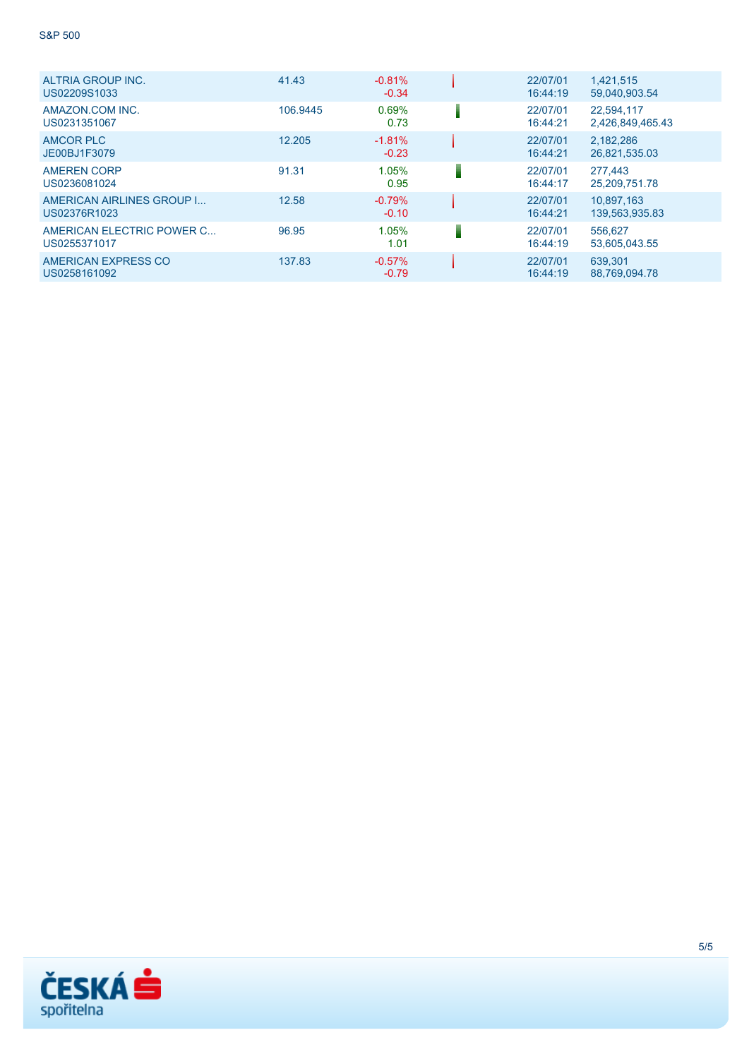| | | | | | |
|---|---|---|---|---|---|
| ALTRIA GROUP INC. US02209S1033 | 41.43 | -0.81% -0.34 | | 22/07/01 16:44:19 | 1,421,515 59,040,903.54 |
| AMAZON.COM INC. US0231351067 | 106.9445 | 0.69% 0.73 | | 22/07/01 16:44:21 | 22,594,117 2,426,849,465.43 |
| AMCOR PLC JE00BJ1F3079 | 12.205 | -1.81% -0.23 | | 22/07/01 16:44:21 | 2,182,286 26,821,535.03 |
| AMEREN CORP US0236081024 | 91.31 | 1.05% 0.95 | | 22/07/01 16:44:17 | 277,443 25,209,751.78 |
| AMERICAN AIRLINES GROUP I... US02376R1023 | 12.58 | -0.79% -0.10 | | 22/07/01 16:44:21 | 10,897,163 139,563,935.83 |
| AMERICAN ELECTRIC POWER C... US0255371017 | 96.95 | 1.05% 1.01 | | 22/07/01 16:44:19 | 556,627 53,605,043.55 |
| AMERICAN EXPRESS CO US0258161092 | 137.83 | -0.57% -0.79 | | 22/07/01 16:44:19 | 639,301 88,769,094.78 |